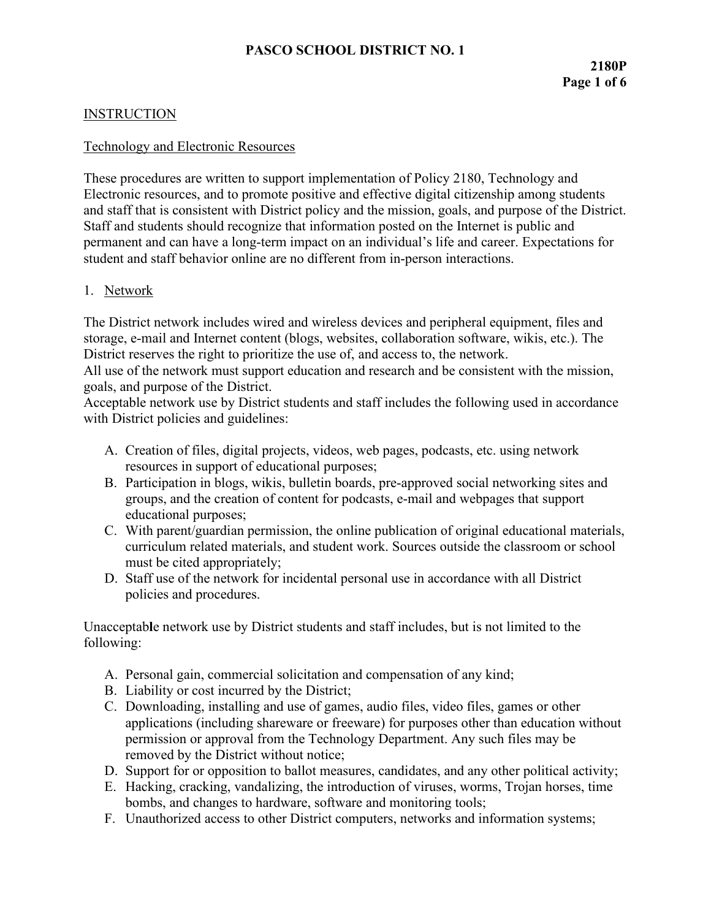# PASCO SCHOOL DISTRICT NO. 1

**2180P**

## INSTRUCTION

### Technology and Electronic Resources

These procedures are written to support implementation of Policy 2180, Technology and Electronic resources, and to promote positive and effective digital citizenship among students and staff that is consistent with District policy and the mission, goals, and purpose of the District. Staff and students should recognize that information posted on the Internet is public and permanent and can have a long-term impact on an individual's life and career. Expectations for student and staff behavior online are no different from in-person interactions.

1. Network

The District network includes wired and wireless devices and peripheral equipment, files and storage, e-mail and Internet content (blogs, websites, collaboration software, wikis, etc.). The District reserves the right to prioritize the use of, and access to, the network.
All use of the network must support education and research and be consistent with the mission, goals, and purpose of the District.
Acceptable network use by District students and staff includes the following used in accordance with District policies and guidelines:

A. Creation of files, digital projects, videos, web pages, podcasts, etc. using network resources in support of educational purposes;
B. Participation in blogs, wikis, bulletin boards, pre-approved social networking sites and groups, and the creation of content for podcasts, e-mail and webpages that support educational purposes;
C. With parent/guardian permission, the online publication of original educational materials, curriculum related materials, and student work. Sources outside the classroom or school must be cited appropriately;
D. Staff use of the network for incidental personal use in accordance with all District policies and procedures.

Unacceptable network use by District students and staff includes, but is not limited to the following:

A. Personal gain, commercial solicitation and compensation of any kind;
B. Liability or cost incurred by the District;
C. Downloading, installing and use of games, audio files, video files, games or other applications (including shareware or freeware) for purposes other than education without permission or approval from the Technology Department. Any such files may be removed by the District without notice;
D. Support for or opposition to ballot measures, candidates, and any other political activity;
E. Hacking, cracking, vandalizing, the introduction of viruses, worms, Trojan horses, time bombs, and changes to hardware, software and monitoring tools;
F. Unauthorized access to other District computers, networks and information systems;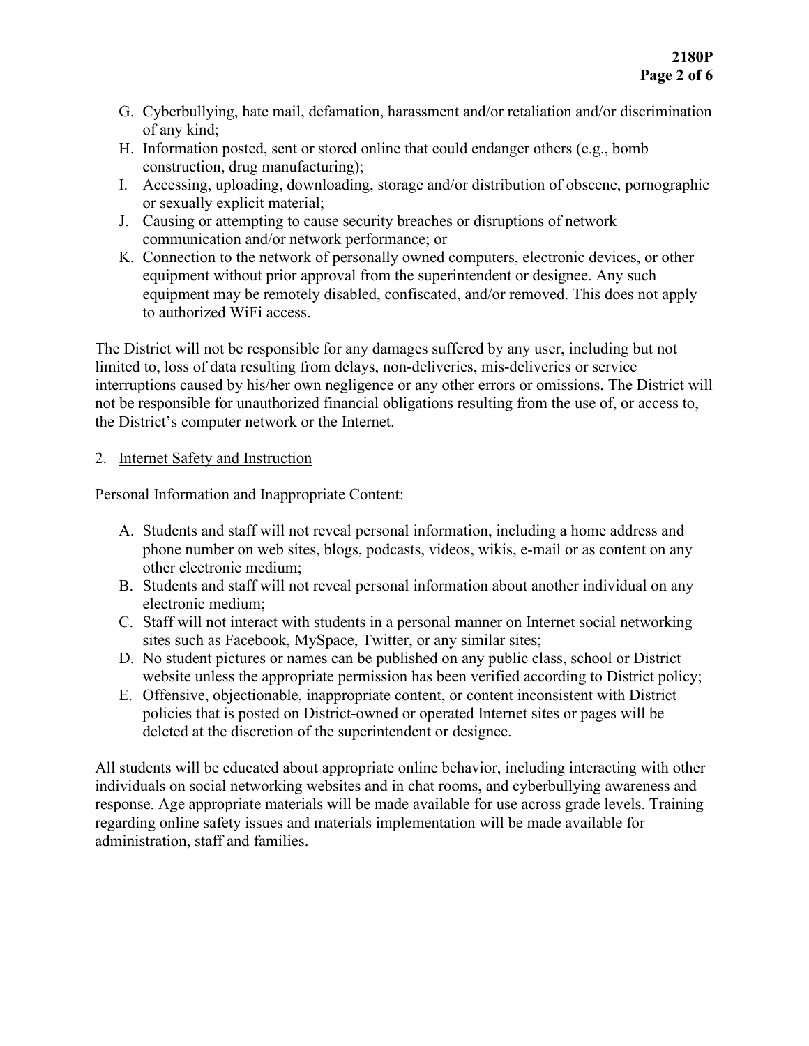G. Cyberbullying, hate mail, defamation, harassment and/or retaliation and/or discrimination of any kind;
H. Information posted, sent or stored online that could endanger others (e.g., bomb construction, drug manufacturing);
I. Accessing, uploading, downloading, storage and/or distribution of obscene, pornographic or sexually explicit material;
J. Causing or attempting to cause security breaches or disruptions of network communication and/or network performance; or
K. Connection to the network of personally owned computers, electronic devices, or other equipment without prior approval from the superintendent or designee. Any such equipment may be remotely disabled, confiscated, and/or removed. This does not apply to authorized WiFi access.

The District will not be responsible for any damages suffered by any user, including but not limited to, loss of data resulting from delays, non-deliveries, mis-deliveries or service interruptions caused by his/her own negligence or any other errors or omissions. The District will not be responsible for unauthorized financial obligations resulting from the use of, or access to, the District's computer network or the Internet.

2. <u>Internet Safety and Instruction</u>

Personal Information and Inappropriate Content:

A. Students and staff will not reveal personal information, including a home address and phone number on web sites, blogs, podcasts, videos, wikis, e-mail or as content on any other electronic medium;
B. Students and staff will not reveal personal information about another individual on any electronic medium;
C. Staff will not interact with students in a personal manner on Internet social networking sites such as Facebook, MySpace, Twitter, or any similar sites;
D. No student pictures or names can be published on any public class, school or District website unless the appropriate permission has been verified according to District policy;
E. Offensive, objectionable, inappropriate content, or content inconsistent with District policies that is posted on District-owned or operated Internet sites or pages will be deleted at the discretion of the superintendent or designee.

All students will be educated about appropriate online behavior, including interacting with other individuals on social networking websites and in chat rooms, and cyberbullying awareness and response. Age appropriate materials will be made available for use across grade levels. Training regarding online safety issues and materials implementation will be made available for administration, staff and families.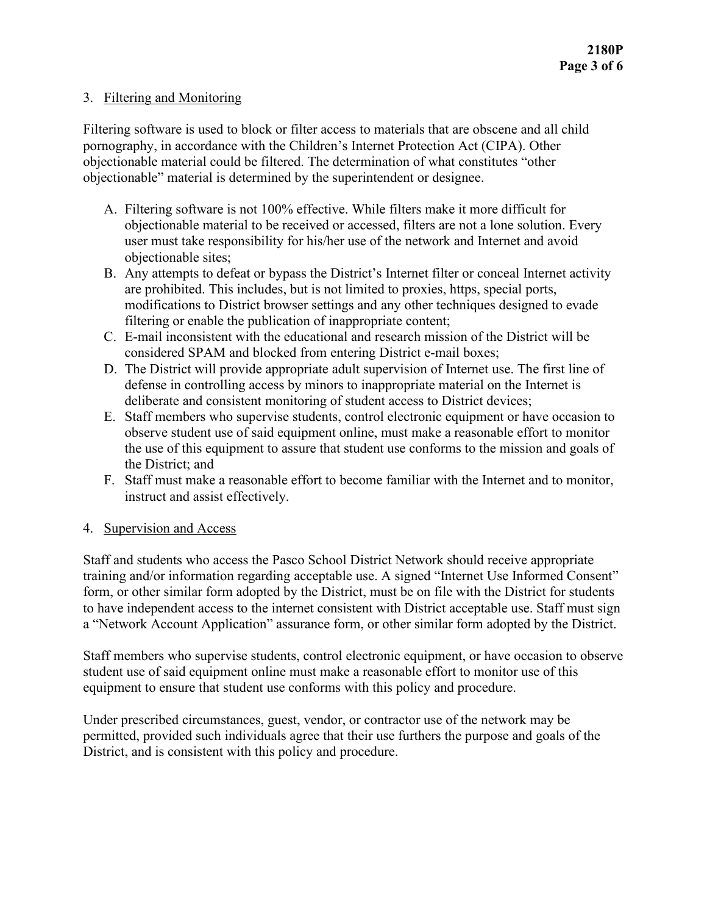3. Filtering and Monitoring

Filtering software is used to block or filter access to materials that are obscene and all child pornography, in accordance with the Children's Internet Protection Act (CIPA). Other objectionable material could be filtered. The determination of what constitutes "other objectionable" material is determined by the superintendent or designee.

A. Filtering software is not 100% effective. While filters make it more difficult for objectionable material to be received or accessed, filters are not a lone solution. Every user must take responsibility for his/her use of the network and Internet and avoid objectionable sites;
B. Any attempts to defeat or bypass the District's Internet filter or conceal Internet activity are prohibited. This includes, but is not limited to proxies, https, special ports, modifications to District browser settings and any other techniques designed to evade filtering or enable the publication of inappropriate content;
C. E-mail inconsistent with the educational and research mission of the District will be considered SPAM and blocked from entering District e-mail boxes;
D. The District will provide appropriate adult supervision of Internet use. The first line of defense in controlling access by minors to inappropriate material on the Internet is deliberate and consistent monitoring of student access to District devices;
E. Staff members who supervise students, control electronic equipment or have occasion to observe student use of said equipment online, must make a reasonable effort to monitor the use of this equipment to assure that student use conforms to the mission and goals of the District; and
F. Staff must make a reasonable effort to become familiar with the Internet and to monitor, instruct and assist effectively.

4. Supervision and Access

Staff and students who access the Pasco School District Network should receive appropriate training and/or information regarding acceptable use. A signed "Internet Use Informed Consent" form, or other similar form adopted by the District, must be on file with the District for students to have independent access to the internet consistent with District acceptable use. Staff must sign a "Network Account Application" assurance form, or other similar form adopted by the District.

Staff members who supervise students, control electronic equipment, or have occasion to observe student use of said equipment online must make a reasonable effort to monitor use of this equipment to ensure that student use conforms with this policy and procedure.

Under prescribed circumstances, guest, vendor, or contractor use of the network may be permitted, provided such individuals agree that their use furthers the purpose and goals of the District, and is consistent with this policy and procedure.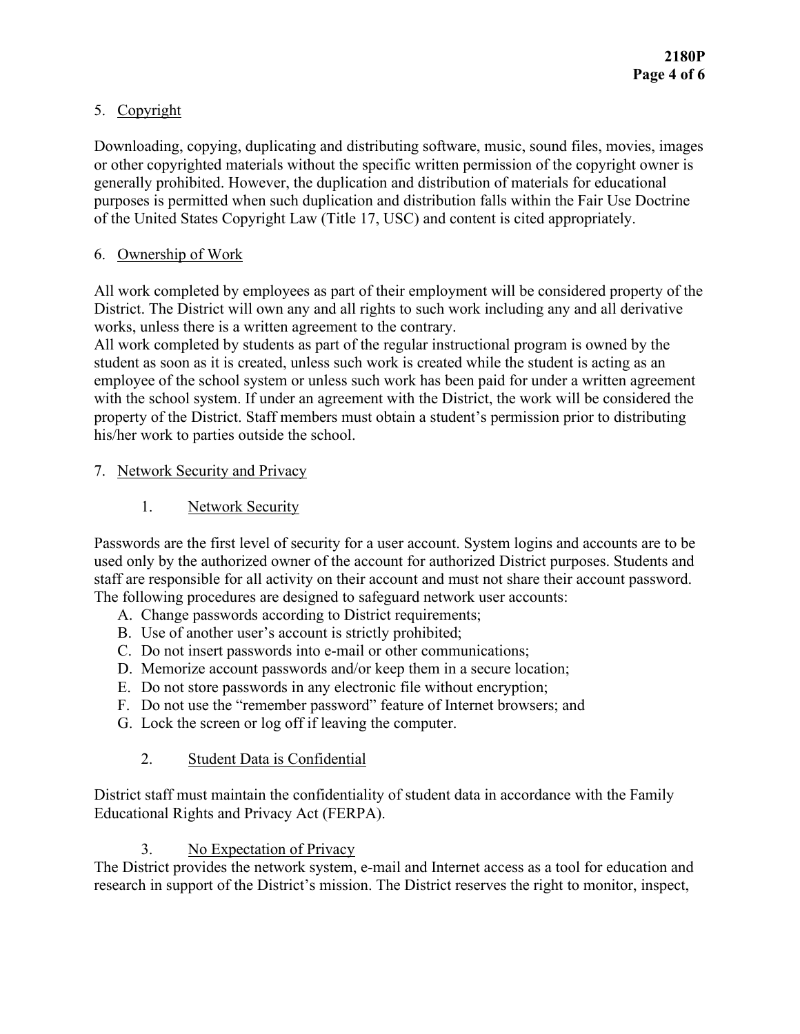5. Copyright

Downloading, copying, duplicating and distributing software, music, sound files, movies, images or other copyrighted materials without the specific written permission of the copyright owner is generally prohibited. However, the duplication and distribution of materials for educational purposes is permitted when such duplication and distribution falls within the Fair Use Doctrine of the United States Copyright Law (Title 17, USC) and content is cited appropriately.

6. Ownership of Work

All work completed by employees as part of their employment will be considered property of the District. The District will own any and all rights to such work including any and all derivative works, unless there is a written agreement to the contrary.
All work completed by students as part of the regular instructional program is owned by the student as soon as it is created, unless such work is created while the student is acting as an employee of the school system or unless such work has been paid for under a written agreement with the school system. If under an agreement with the District, the work will be considered the property of the District. Staff members must obtain a student's permission prior to distributing his/her work to parties outside the school.

7. Network Security and Privacy

   1. Network Security

Passwords are the first level of security for a user account. System logins and accounts are to be used only by the authorized owner of the account for authorized District purposes. Students and staff are responsible for all activity on their account and must not share their account password. The following procedures are designed to safeguard network user accounts:

A. Change passwords according to District requirements;
B. Use of another user's account is strictly prohibited;
C. Do not insert passwords into e-mail or other communications;
D. Memorize account passwords and/or keep them in a secure location;
E. Do not store passwords in any electronic file without encryption;
F. Do not use the "remember password" feature of Internet browsers; and
G. Lock the screen or log off if leaving the computer.

   2. Student Data is Confidential

District staff must maintain the confidentiality of student data in accordance with the Family Educational Rights and Privacy Act (FERPA).

   3. No Expectation of Privacy

The District provides the network system, e-mail and Internet access as a tool for education and research in support of the District's mission. The District reserves the right to monitor, inspect,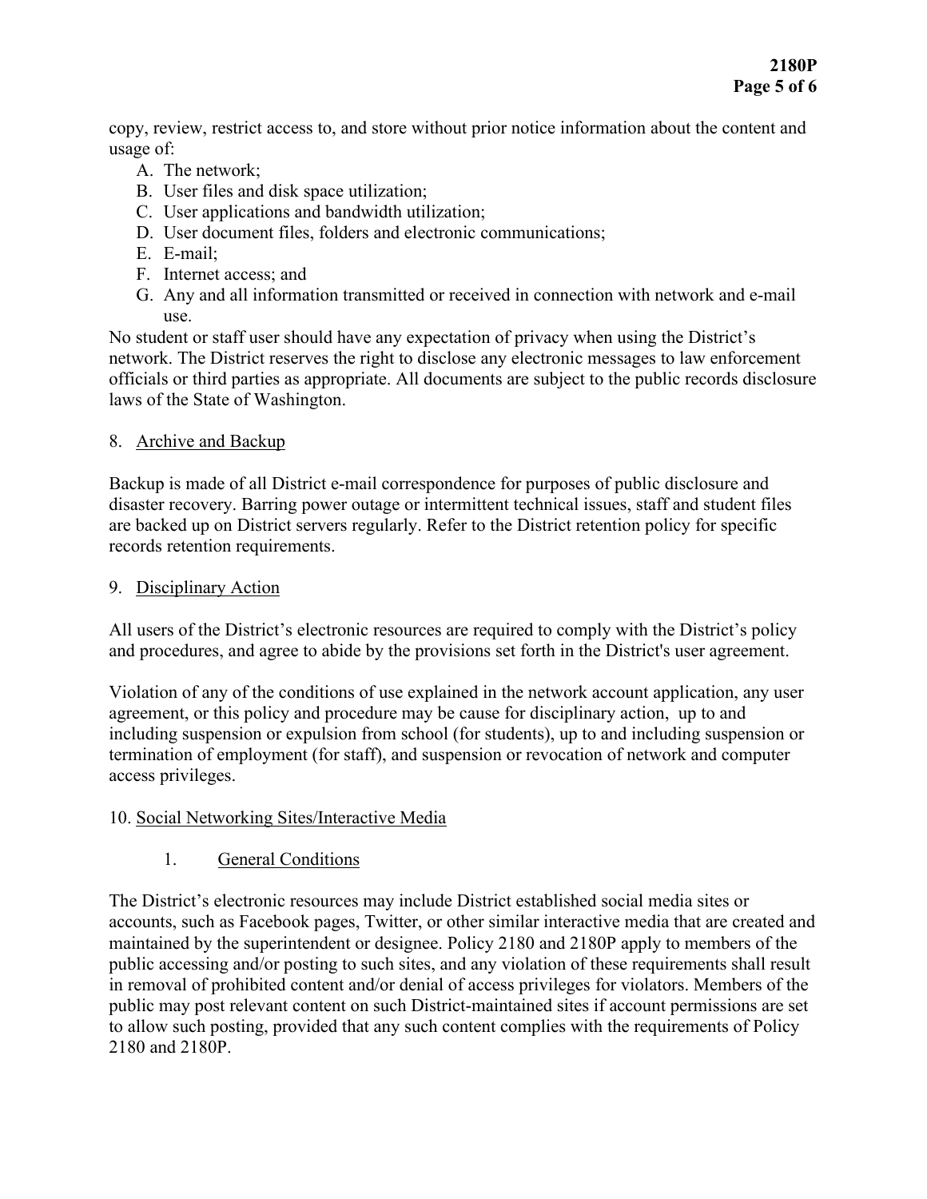copy, review, restrict access to, and store without prior notice information about the content and usage of:

A. The network;
B. User files and disk space utilization;
C. User applications and bandwidth utilization;
D. User document files, folders and electronic communications;
E. E-mail;
F. Internet access; and
G. Any and all information transmitted or received in connection with network and e-mail use.

No student or staff user should have any expectation of privacy when using the District's network. The District reserves the right to disclose any electronic messages to law enforcement officials or third parties as appropriate. All documents are subject to the public records disclosure laws of the State of Washington.

8. Archive and Backup

Backup is made of all District e-mail correspondence for purposes of public disclosure and disaster recovery. Barring power outage or intermittent technical issues, staff and student files are backed up on District servers regularly. Refer to the District retention policy for specific records retention requirements.

9. Disciplinary Action

All users of the District's electronic resources are required to comply with the District's policy and procedures, and agree to abide by the provisions set forth in the District's user agreement.

Violation of any of the conditions of use explained in the network account application, any user agreement, or this policy and procedure may be cause for disciplinary action, up to and including suspension or expulsion from school (for students), up to and including suspension or termination of employment (for staff), and suspension or revocation of network and computer access privileges.

10. Social Networking Sites/Interactive Media

1. General Conditions

The District's electronic resources may include District established social media sites or accounts, such as Facebook pages, Twitter, or other similar interactive media that are created and maintained by the superintendent or designee. Policy 2180 and 2180P apply to members of the public accessing and/or posting to such sites, and any violation of these requirements shall result in removal of prohibited content and/or denial of access privileges for violators. Members of the public may post relevant content on such District-maintained sites if account permissions are set to allow such posting, provided that any such content complies with the requirements of Policy 2180 and 2180P.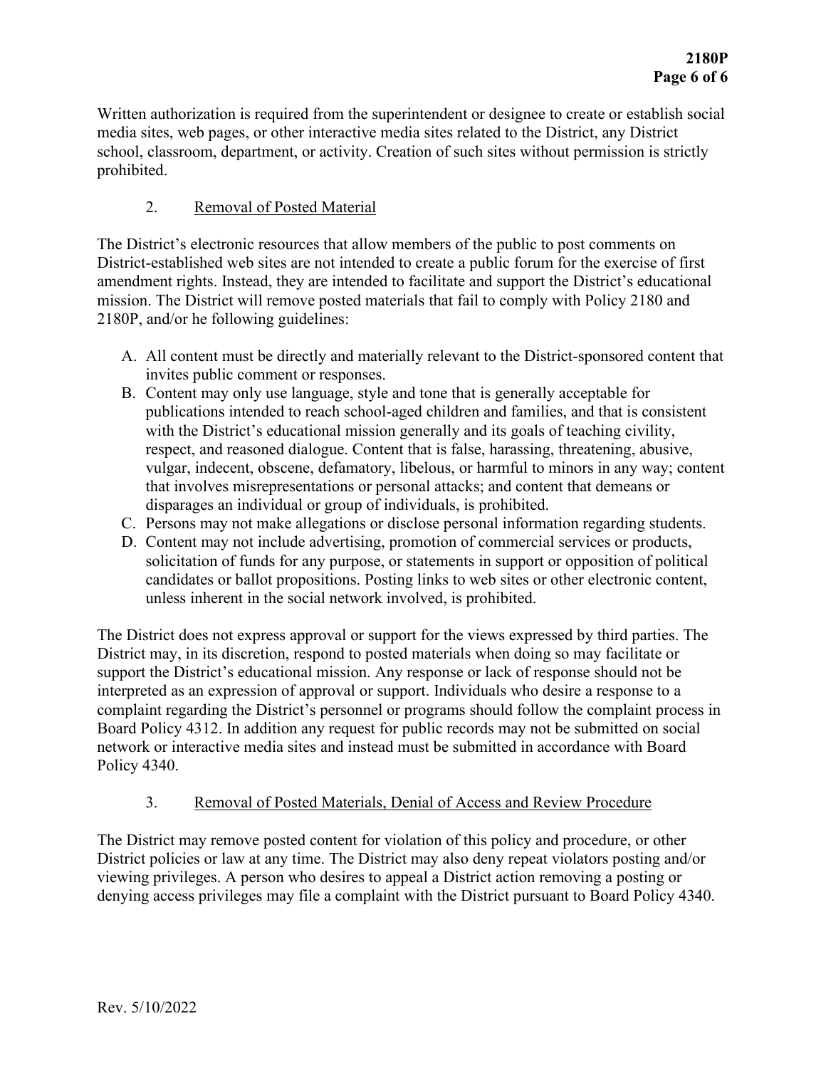Written authorization is required from the superintendent or designee to create or establish social media sites, web pages, or other interactive media sites related to the District, any District school, classroom, department, or activity. Creation of such sites without permission is strictly prohibited.

2. Removal of Posted Material

The District's electronic resources that allow members of the public to post comments on District-established web sites are not intended to create a public forum for the exercise of first amendment rights. Instead, they are intended to facilitate and support the District's educational mission. The District will remove posted materials that fail to comply with Policy 2180 and 2180P, and/or he following guidelines:

A. All content must be directly and materially relevant to the District-sponsored content that invites public comment or responses.
B. Content may only use language, style and tone that is generally acceptable for publications intended to reach school-aged children and families, and that is consistent with the District's educational mission generally and its goals of teaching civility, respect, and reasoned dialogue. Content that is false, harassing, threatening, abusive, vulgar, indecent, obscene, defamatory, libelous, or harmful to minors in any way; content that involves misrepresentations or personal attacks; and content that demeans or disparages an individual or group of individuals, is prohibited.
C. Persons may not make allegations or disclose personal information regarding students.
D. Content may not include advertising, promotion of commercial services or products, solicitation of funds for any purpose, or statements in support or opposition of political candidates or ballot propositions. Posting links to web sites or other electronic content, unless inherent in the social network involved, is prohibited.

The District does not express approval or support for the views expressed by third parties. The District may, in its discretion, respond to posted materials when doing so may facilitate or support the District's educational mission. Any response or lack of response should not be interpreted as an expression of approval or support. Individuals who desire a response to a complaint regarding the District's personnel or programs should follow the complaint process in Board Policy 4312. In addition any request for public records may not be submitted on social network or interactive media sites and instead must be submitted in accordance with Board Policy 4340.

3. Removal of Posted Materials, Denial of Access and Review Procedure

The District may remove posted content for violation of this policy and procedure, or other District policies or law at any time. The District may also deny repeat violators posting and/or viewing privileges. A person who desires to appeal a District action removing a posting or denying access privileges may file a complaint with the District pursuant to Board Policy 4340.

Rev. 5/10/2022